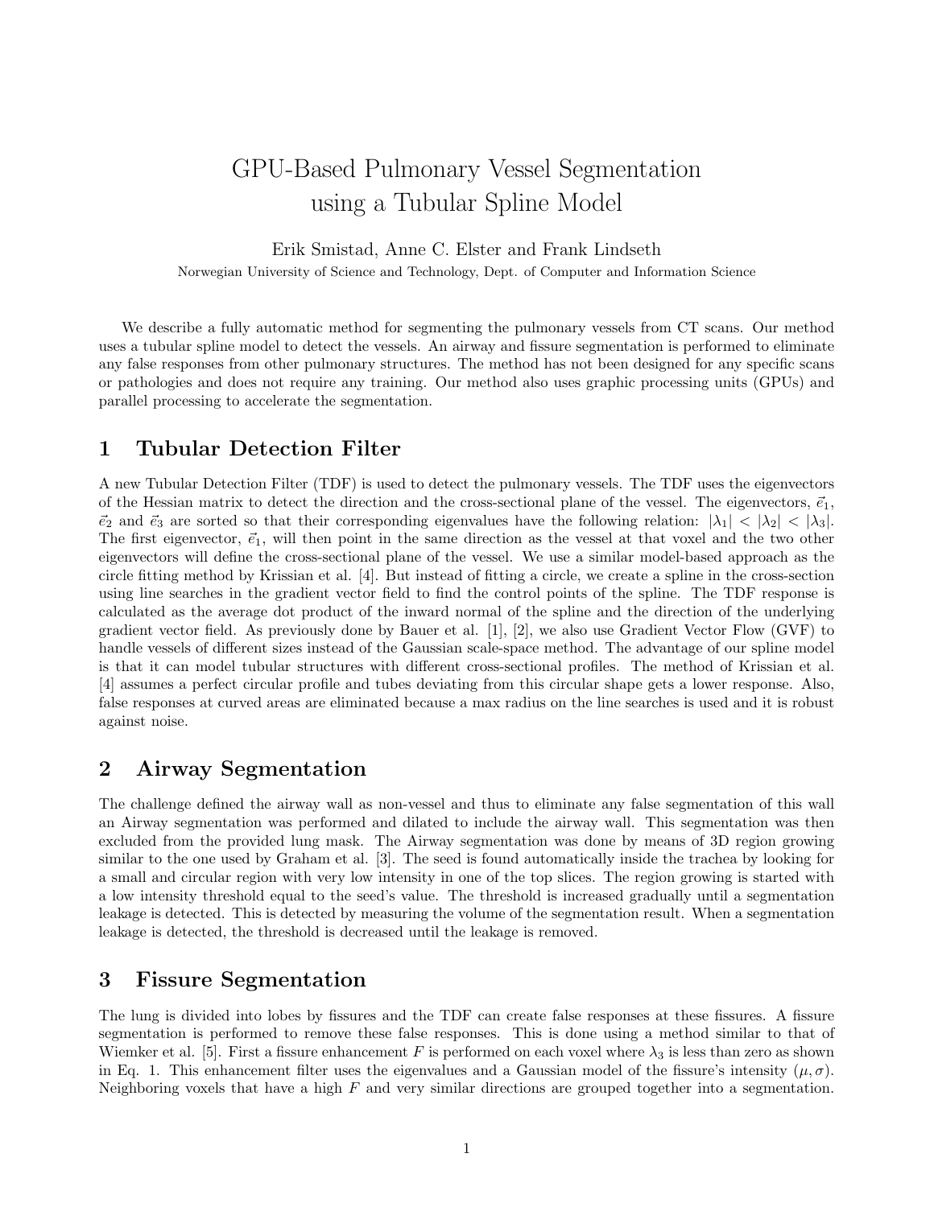# GPU-Based Pulmonary Vessel Segmentation using a Tubular Spline Model

Erik Smistad, Anne C. Elster and Frank Lindseth

Norwegian University of Science and Technology, Dept. of Computer and Information Science

We describe a fully automatic method for segmenting the pulmonary vessels from CT scans. Our method uses a tubular spline model to detect the vessels. An airway and fissure segmentation is performed to eliminate any false responses from other pulmonary structures. The method has not been designed for any specific scans or pathologies and does not require any training. Our method also uses graphic processing units (GPUs) and parallel processing to accelerate the segmentation.

## 1 Tubular Detection Filter

A new Tubular Detection Filter (TDF) is used to detect the pulmonary vessels. The TDF uses the eigenvectors of the Hessian matrix to detect the direction and the cross-sectional plane of the vessel. The eigenvectors, $\vec{e}_1$, $\vec{e}_2$ and $\vec{e}_3$ are sorted so that their corresponding eigenvalues have the following relation: $|\lambda_1| < |\lambda_2| < |\lambda_3|$. The first eigenvector, $\vec{e}_1$, will then point in the same direction as the vessel at that voxel and the two other eigenvectors will define the cross-sectional plane of the vessel. We use a similar model-based approach as the circle fitting method by Krissian et al. [4]. But instead of fitting a circle, we create a spline in the cross-section using line searches in the gradient vector field to find the control points of the spline. The TDF response is calculated as the average dot product of the inward normal of the spline and the direction of the underlying gradient vector field. As previously done by Bauer et al. [1], [2], we also use Gradient Vector Flow (GVF) to handle vessels of different sizes instead of the Gaussian scale-space method. The advantage of our spline model is that it can model tubular structures with different cross-sectional profiles. The method of Krissian et al. [4] assumes a perfect circular profile and tubes deviating from this circular shape gets a lower response. Also, false responses at curved areas are eliminated because a max radius on the line searches is used and it is robust against noise.

## 2 Airway Segmentation

The challenge defined the airway wall as non-vessel and thus to eliminate any false segmentation of this wall an Airway segmentation was performed and dilated to include the airway wall. This segmentation was then excluded from the provided lung mask. The Airway segmentation was done by means of 3D region growing similar to the one used by Graham et al. [3]. The seed is found automatically inside the trachea by looking for a small and circular region with very low intensity in one of the top slices. The region growing is started with a low intensity threshold equal to the seed's value. The threshold is increased gradually until a segmentation leakage is detected. This is detected by measuring the volume of the segmentation result. When a segmentation leakage is detected, the threshold is decreased until the leakage is removed.

## 3 Fissure Segmentation

The lung is divided into lobes by fissures and the TDF can create false responses at these fissures. A fissure segmentation is performed to remove these false responses. This is done using a method similar to that of Wiemker et al. [5]. First a fissure enhancement $F$ is performed on each voxel where $\lambda_3$ is less than zero as shown in Eq. 1. This enhancement filter uses the eigenvalues and a Gaussian model of the fissure's intensity $(\mu, \sigma)$. Neighboring voxels that have a high $F$ and very similar directions are grouped together into a segmentation.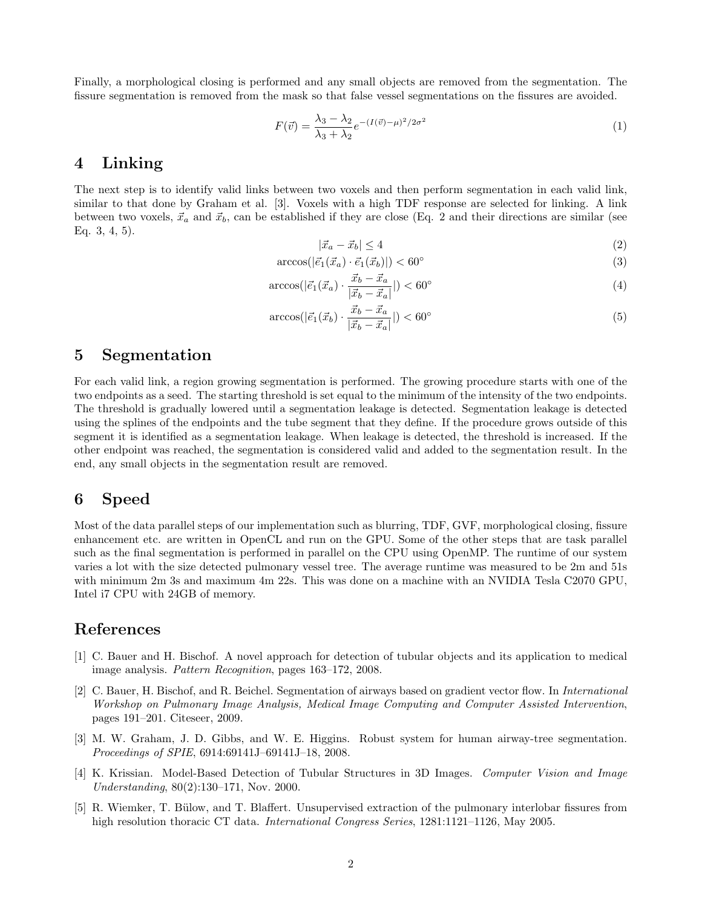Finally, a morphological closing is performed and any small objects are removed from the segmentation. The fissure segmentation is removed from the mask so that false vessel segmentations on the fissures are avoided.

$$F(\vec{v}) = \frac{\lambda_3 - \lambda_2}{\lambda_3 + \lambda_2} e^{-(I(\vec{v})-\mu)^2/2\sigma^2} \tag{1}$$

# 4 Linking

The next step is to identify valid links between two voxels and then perform segmentation in each valid link, similar to that done by Graham et al. [3]. Voxels with a high TDF response are selected for linking. A link between two voxels, $\vec{x}_a$ and $\vec{x}_b$, can be established if they are close (Eq. 2 and their directions are similar (see Eq. 3, 4, 5).

$$|\vec{x}_a - \vec{x}_b| \leq 4 \tag{2}$$

$$\arccos(|\vec{e}_1(\vec{x}_a) \cdot \vec{e}_1(\vec{x}_b)|) < 60^\circ \tag{3}$$

$$\arccos(|\vec{e}_1(\vec{x}_a) \cdot \frac{\vec{x}_b - \vec{x}_a}{|\vec{x}_b - \vec{x}_a|}|) < 60^\circ \tag{4}$$

$$\arccos(|\vec{e}_1(\vec{x}_b) \cdot \frac{\vec{x}_b - \vec{x}_a}{|\vec{x}_b - \vec{x}_a|}|) < 60^\circ \tag{5}$$

# 5 Segmentation

For each valid link, a region growing segmentation is performed. The growing procedure starts with one of the two endpoints as a seed. The starting threshold is set equal to the minimum of the intensity of the two endpoints. The threshold is gradually lowered until a segmentation leakage is detected. Segmentation leakage is detected using the splines of the endpoints and the tube segment that they define. If the procedure grows outside of this segment it is identified as a segmentation leakage. When leakage is detected, the threshold is increased. If the other endpoint was reached, the segmentation is considered valid and added to the segmentation result. In the end, any small objects in the segmentation result are removed.

# 6 Speed

Most of the data parallel steps of our implementation such as blurring, TDF, GVF, morphological closing, fissure enhancement etc. are written in OpenCL and run on the GPU. Some of the other steps that are task parallel such as the final segmentation is performed in parallel on the CPU using OpenMP. The runtime of our system varies a lot with the size detected pulmonary vessel tree. The average runtime was measured to be 2m and 51s with minimum 2m 3s and maximum 4m 22s. This was done on a machine with an NVIDIA Tesla C2070 GPU, Intel i7 CPU with 24GB of memory.

# References

[1] C. Bauer and H. Bischof. A novel approach for detection of tubular objects and its application to medical image analysis. *Pattern Recognition*, pages 163–172, 2008.

[2] C. Bauer, H. Bischof, and R. Beichel. Segmentation of airways based on gradient vector flow. In *International Workshop on Pulmonary Image Analysis, Medical Image Computing and Computer Assisted Intervention*, pages 191–201. Citeseer, 2009.

[3] M. W. Graham, J. D. Gibbs, and W. E. Higgins. Robust system for human airway-tree segmentation. *Proceedings of SPIE*, 6914:69141J–69141J–18, 2008.

[4] K. Krissian. Model-Based Detection of Tubular Structures in 3D Images. *Computer Vision and Image Understanding*, 80(2):130–171, Nov. 2000.

[5] R. Wiemker, T. Bülow, and T. Blaffert. Unsupervised extraction of the pulmonary interlobar fissures from high resolution thoracic CT data. *International Congress Series*, 1281:1121–1126, May 2005.